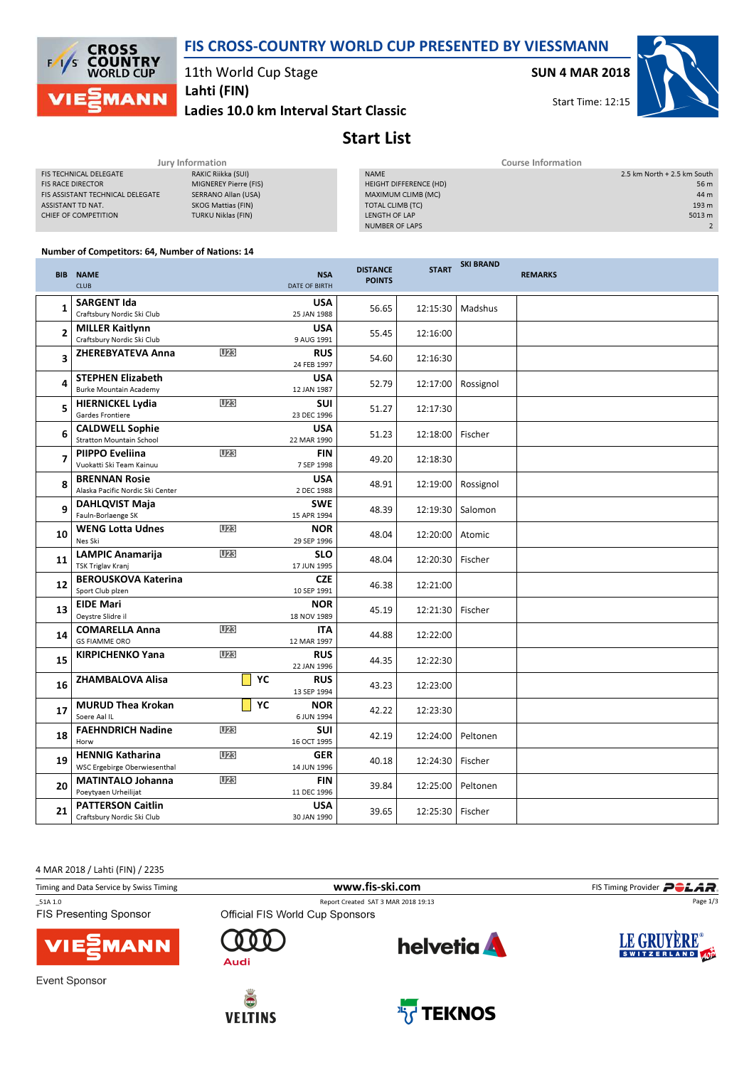# FIS CROSS-COUNTRY WORLD CUP PRESENTED BY VIESSMANN

11th World Cup Stage

Lahti (FIN)

Ladies 10.0 km Interval Start Classic

SUN 4 MAR 2018

Start Time: 12:15

## Start List

**Jury Information**

| | |
|---|---|
| FIS TECHNICAL DELEGATE | RAKIC Riikka (SUI) |
| FIS RACE DIRECTOR | MIGNEREY Pierre (FIS) |
| FIS ASSISTANT TECHNICAL DELEGATE | SERRANO Allan (USA) |
| ASSISTANT TD NAT. | SKOG Mattias (FIN) |
| CHIEF OF COMPETITION | TURKU Niklas (FIN) |

**Course Information**

| | |
|---|---|
| NAME | 2.5 km North + 2.5 km South |
| HEIGHT DIFFERENCE (HD) | 56 m |
| MAXIMUM CLIMB (MC) | 44 m |
| TOTAL CLIMB (TC) | 193 m |
| LENGTH OF LAP | 5013 m |
| NUMBER OF LAPS | 2 |

**Number of Competitors: 64, Number of Nations: 14**

| BIB | NAME / CLUB | | NSA / DATE OF BIRTH | DISTANCE POINTS | START | SKI BRAND | REMARKS |
|---|---|---|---|---|---|---|---|
| 1 | SARGENT Ida<br>Craftsbury Nordic Ski Club | | USA<br>25 JAN 1988 | 56.65 | 12:15:30 | Madshus | |
| 2 | MILLER Kaitlynn<br>Craftsbury Nordic Ski Club | | USA<br>9 AUG 1991 | 55.45 | 12:16:00 | | |
| 3 | ZHEREBYATEVA Anna | U23 | RUS<br>24 FEB 1997 | 54.60 | 12:16:30 | | |
| 4 | STEPHEN Elizabeth<br>Burke Mountain Academy | | USA<br>12 JAN 1987 | 52.79 | 12:17:00 | Rossignol | |
| 5 | HIERNICKEL Lydia<br>Gardes Frontiere | U23 | SUI<br>23 DEC 1996 | 51.27 | 12:17:30 | | |
| 6 | CALDWELL Sophie<br>Stratton Mountain School | | USA<br>22 MAR 1990 | 51.23 | 12:18:00 | Fischer | |
| 7 | PIIPPO Eveliina<br>Vuokatti Ski Team Kainuu | U23 | FIN<br>7 SEP 1998 | 49.20 | 12:18:30 | | |
| 8 | BRENNAN Rosie<br>Alaska Pacific Nordic Ski Center | | USA<br>2 DEC 1988 | 48.91 | 12:19:00 | Rossignol | |
| 9 | DAHLQVIST Maja<br>Fauln-Borlaenge SK | | SWE<br>15 APR 1994 | 48.39 | 12:19:30 | Salomon | |
| 10 | WENG Lotta Udnes<br>Nes Ski | U23 | NOR<br>29 SEP 1996 | 48.04 | 12:20:00 | Atomic | |
| 11 | LAMPIC Anamarija<br>TSK Triglav Kranj | U23 | SLO<br>17 JUN 1995 | 48.04 | 12:20:30 | Fischer | |
| 12 | BEROUSKOVA Katerina<br>Sport Club plzen | | CZE<br>10 SEP 1991 | 46.38 | 12:21:00 | | |
| 13 | EIDE Mari<br>Oeystre Slidre il | | NOR<br>18 NOV 1989 | 45.19 | 12:21:30 | Fischer | |
| 14 | COMARELLA Anna<br>GS FIAMME ORO | U23 | ITA<br>12 MAR 1997 | 44.88 | 12:22:00 | | |
| 15 | KIRPICHENKO Yana | U23 | RUS<br>22 JAN 1996 | 44.35 | 12:22:30 | | |
| 16 | ZHAMBALOVA Alisa | YC | RUS<br>13 SEP 1994 | 43.23 | 12:23:00 | | |
| 17 | MURUD Thea Krokan<br>Soere Aal IL | YC | NOR<br>6 JUN 1994 | 42.22 | 12:23:30 | | |
| 18 | FAEHNDRICH Nadine<br>Horw | U23 | SUI<br>16 OCT 1995 | 42.19 | 12:24:00 | Peltonen | |
| 19 | HENNIG Katharina<br>WSC Ergebirge Oberwiesenthal | U23 | GER<br>14 JUN 1996 | 40.18 | 12:24:30 | Fischer | |
| 20 | MATINTALO Johanna<br>Poeytyaen Urheilijat | U23 | FIN<br>11 DEC 1996 | 39.84 | 12:25:00 | Peltonen | |
| 21 | PATTERSON Caitlin<br>Craftsbury Nordic Ski Club | | USA<br>30 JAN 1990 | 39.65 | 12:25:30 | Fischer | |

4 MAR 2018 / Lahti (FIN) / 2235

Timing and Data Service by Swiss Timing — www.fis-ski.com — FIS Timing Provider POLAR

_51A 1.0 — Report Created SAT 3 MAR 2018 19:13

FIS Presenting Sponsor: VIESSMANN

Official FIS World Cup Sponsors: Audi, helvetia, LE GRUYÈRE SWITZERLAND

Event Sponsor: VELTINS, TEKNOS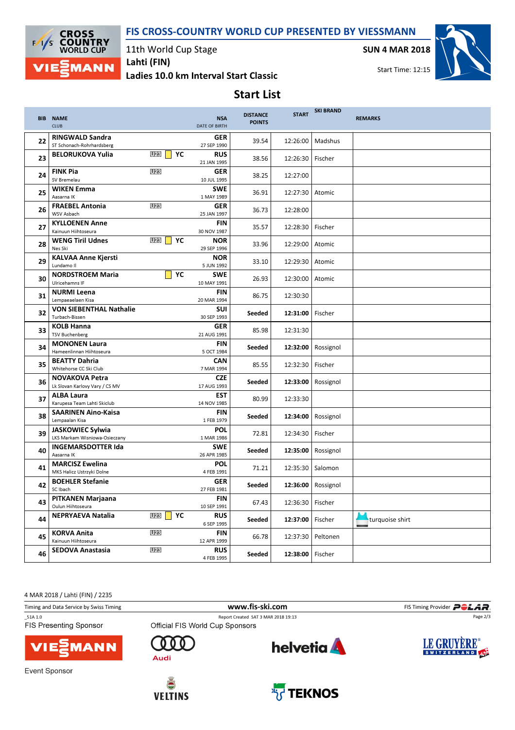# FIS CROSS-COUNTRY WORLD CUP PRESENTED BY VIESSMANN

11th World Cup Stage

Lahti (FIN)

Ladies 10.0 km Interval Start Classic

SUN 4 MAR 2018

Start Time: 12:15

## Start List

| BIB | NAME / CLUB | | NSA / DATE OF BIRTH | DISTANCE POINTS | START | SKI BRAND | REMARKS |
|---|---|---|---|---|---|---|---|
| 22 | RINGWALD Sandra<br>ST Schonach-Rohrhardsberg | | GER<br>27 SEP 1990 | 39.54 | 12:26:00 | Madshus | |
| 23 | BELORUKOVA Yulia | U23 YC | RUS<br>21 JAN 1995 | 38.56 | 12:26:30 | Fischer | |
| 24 | FINK Pia<br>SV Bremelau | U23 | GER<br>10 JUL 1995 | 38.25 | 12:27:00 | | |
| 25 | WIKEN Emma<br>Aasarna IK | | SWE<br>1 MAY 1989 | 36.91 | 12:27:30 | Atomic | |
| 26 | FRAEBEL Antonia<br>WSV Asbach | U23 | GER<br>25 JAN 1997 | 36.73 | 12:28:00 | | |
| 27 | KYLLOENEN Anne<br>Kainuun Hiihtoseura | | FIN<br>30 NOV 1987 | 35.57 | 12:28:30 | Fischer | |
| 28 | WENG Tiril Udnes<br>Nes Ski | U23 YC | NOR<br>29 SEP 1996 | 33.96 | 12:29:00 | Atomic | |
| 29 | KALVAA Anne Kjersti<br>Lundamo Il | | NOR<br>5 JUN 1992 | 33.10 | 12:29:30 | Atomic | |
| 30 | NORDSTROEM Maria<br>Ulricehamns IF | YC | SWE<br>10 MAY 1991 | 26.93 | 12:30:00 | Atomic | |
| 31 | NURMI Leena<br>Lempaeaelaen Kisa | | FIN<br>20 MAR 1994 | 86.75 | 12:30:30 | | |
| 32 | VON SIEBENTHAL Nathalie<br>Turbach-Bissen | | SUI<br>30 SEP 1993 | **Seeded** | **12:31:00** | Fischer | |
| 33 | KOLB Hanna<br>TSV Buchenberg | | GER<br>21 AUG 1991 | 85.98 | 12:31:30 | | |
| 34 | MONONEN Laura<br>Hameenlinnan Hiihtoseura | | FIN<br>5 OCT 1984 | **Seeded** | **12:32:00** | Rossignol | |
| 35 | BEATTY Dahria<br>Whitehorse CC Ski Club | | CAN<br>7 MAR 1994 | 85.55 | 12:32:30 | Fischer | |
| 36 | NOVAKOVA Petra<br>Lk Slovan Karlovy Vary / CS MV | | CZE<br>17 AUG 1993 | **Seeded** | **12:33:00** | Rossignol | |
| 37 | ALBA Laura<br>Karupesa Team Lahti Skiclub | | EST<br>14 NOV 1985 | 80.99 | 12:33:30 | | |
| 38 | SAARINEN Aino-Kaisa<br>Lempaalan Kisa | | FIN<br>1 FEB 1979 | **Seeded** | **12:34:00** | Rossignol | |
| 39 | JASKOWIEC Sylwia<br>LKS Markam Wisniowa-Osieczany | | POL<br>1 MAR 1986 | 72.81 | 12:34:30 | Fischer | |
| 40 | INGEMARSDOTTER Ida<br>Aasarna IK | | SWE<br>26 APR 1985 | **Seeded** | **12:35:00** | Rossignol | |
| 41 | MARCISZ Ewelina<br>MKS Halicz Ustrzyki Dolne | | POL<br>4 FEB 1991 | 71.21 | 12:35:30 | Salomon | |
| 42 | BOEHLER Stefanie<br>SC Ibach | | GER<br>27 FEB 1981 | **Seeded** | **12:36:00** | Rossignol | |
| 43 | PITKANEN Marjaana<br>Oulun Hiihtoseura | | FIN<br>10 SEP 1991 | 67.43 | 12:36:30 | Fischer | |
| 44 | NEPRYAEVA Natalia | U23 YC | RUS<br>6 SEP 1995 | **Seeded** | **12:37:00** | Fischer | turquoise shirt |
| 45 | KORVA Anita<br>Kainuun Hiihtoseura | U23 | FIN<br>12 APR 1999 | 66.78 | 12:37:30 | Peltonen | |
| 46 | SEDOVA Anastasia | U23 | RUS<br>4 FEB 1995 | **Seeded** | **12:38:00** | Fischer | |

4 MAR 2018 / Lahti (FIN) / 2235

Timing and Data Service by Swiss Timing — www.fis-ski.com — FIS Timing Provider POLAR

_51A 1.0 — Report Created SAT 3 MAR 2018 19:13

FIS Presenting Sponsor: VIESSMANN

Official FIS World Cup Sponsors: Audi, helvetia, LE GRUYÈRE SWITZERLAND

Event Sponsor: VELTINS, TEKNOS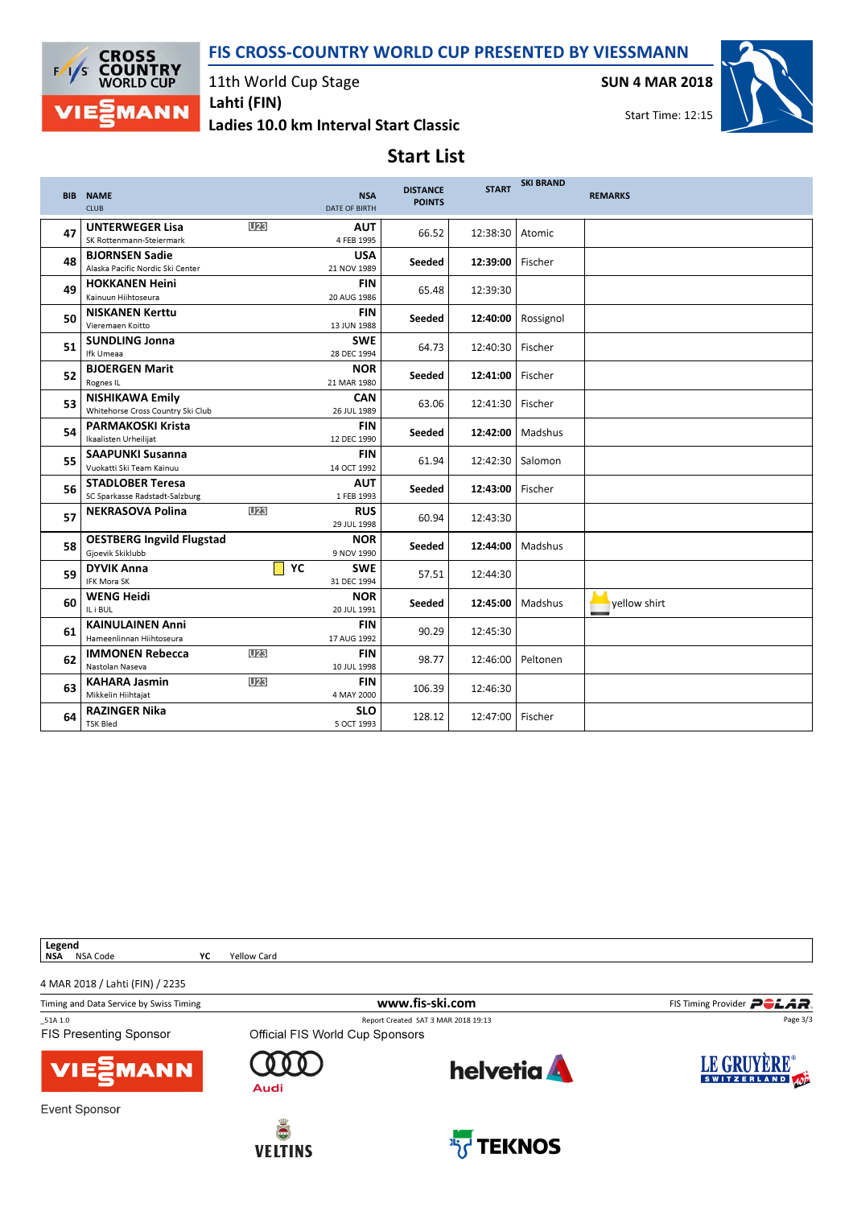# FIS CROSS-COUNTRY WORLD CUP PRESENTED BY VIESSMANN

11th World Cup Stage
Lahti (FIN)
Ladies 10.0 km Interval Start Classic

SUN 4 MAR 2018
Start Time: 12:15

## Start List

| BIB | NAME / CLUB | | NSA / DATE OF BIRTH | DISTANCE POINTS | START | SKI BRAND | REMARKS |
|---|---|---|---|---|---|---|---|
| 47 | **UNTERWEGER Lisa** SK Rottenmann-Steiermark | U23 | **AUT** 4 FEB 1995 | 66.52 | 12:38:30 | Atomic | |
| 48 | **BJORNSEN Sadie** Alaska Pacific Nordic Ski Center | | **USA** 21 NOV 1989 | **Seeded** | **12:39:00** | Fischer | |
| 49 | **HOKKANEN Heini** Kainuun Hiihtoseura | | **FIN** 20 AUG 1986 | 65.48 | 12:39:30 | | |
| 50 | **NISKANEN Kerttu** Vieremaen Koitto | | **FIN** 13 JUN 1988 | **Seeded** | **12:40:00** | Rossignol | |
| 51 | **SUNDLING Jonna** Ifk Umeaa | | **SWE** 28 DEC 1994 | 64.73 | 12:40:30 | Fischer | |
| 52 | **BJOERGEN Marit** Rognes IL | | **NOR** 21 MAR 1980 | **Seeded** | **12:41:00** | Fischer | |
| 53 | **NISHIKAWA Emily** Whitehorse Cross Country Ski Club | | **CAN** 26 JUL 1989 | 63.06 | 12:41:30 | Fischer | |
| 54 | **PARMAKOSKI Krista** Ikaalisten Urheilijat | | **FIN** 12 DEC 1990 | **Seeded** | **12:42:00** | Madshus | |
| 55 | **SAAPUNKI Susanna** Vuokatti Ski Team Kainuu | | **FIN** 14 OCT 1992 | 61.94 | 12:42:30 | Salomon | |
| 56 | **STADLOBER Teresa** SC Sparkasse Radstadt-Salzburg | | **AUT** 1 FEB 1993 | **Seeded** | **12:43:00** | Fischer | |
| 57 | **NEKRASOVA Polina** | U23 | **RUS** 29 JUL 1998 | 60.94 | 12:43:30 | | |
| 58 | **OESTBERG Ingvild Flugstad** Gjoevik Skiklubb | | **NOR** 9 NOV 1990 | **Seeded** | **12:44:00** | Madshus | |
| 59 | **DYVIK Anna** IFK Mora SK | YC | **SWE** 31 DEC 1994 | 57.51 | 12:44:30 | | |
| 60 | **WENG Heidi** IL i BUL | | **NOR** 20 JUL 1991 | **Seeded** | **12:45:00** | Madshus | yellow shirt |
| 61 | **KAINULAINEN Anni** Hameenlinnan Hiihtoseura | | **FIN** 17 AUG 1992 | 90.29 | 12:45:30 | | |
| 62 | **IMMONEN Rebecca** Nastolan Naseva | U23 | **FIN** 10 JUL 1998 | 98.77 | 12:46:00 | Peltonen | |
| 63 | **KAHARA Jasmin** Mikkelin Hiihtajat | U23 | **FIN** 4 MAY 2000 | 106.39 | 12:46:30 | | |
| 64 | **RAZINGER Nika** TSK Bled | | **SLO** 5 OCT 1993 | 128.12 | 12:47:00 | Fischer | |

**Legend**
**NSA** NSA Code **YC** Yellow Card

4 MAR 2018 / Lahti (FIN) / 2235

Timing and Data Service by Swiss Timing www.fis-ski.com FIS Timing Provider POLAR

_51A 1.0 Report Created SAT 3 MAR 2018 19:13

FIS Presenting Sponsor VIESSMANN
Official FIS World Cup Sponsors Audi helvetia LE GRUYÈRE SWITZERLAND
Event Sponsor VELTINS TEKNOS